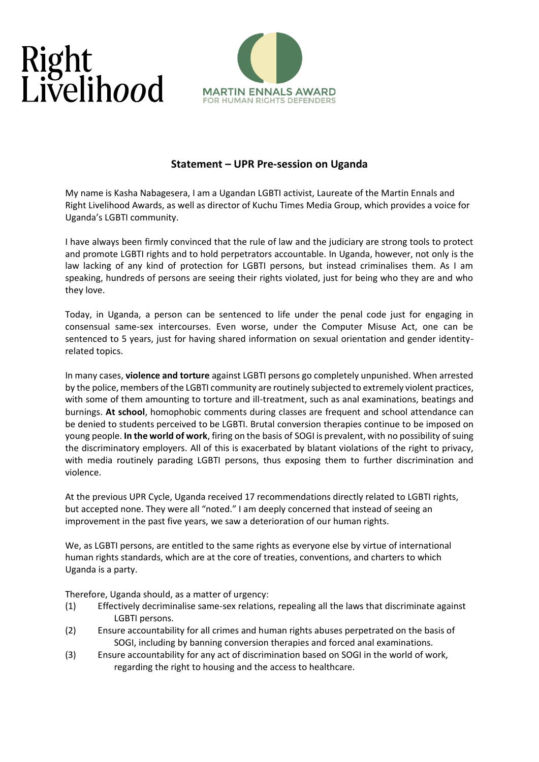Right Livelihood

MARTIN ENNALS AWARD FOR HUMAN RIGHTS DEFENDERS

## Statement – UPR Pre-session on Uganda

My name is Kasha Nabagesera, I am a Ugandan LGBTI activist, Laureate of the Martin Ennals and Right Livelihood Awards, as well as director of Kuchu Times Media Group, which provides a voice for Uganda's LGBTI community.

I have always been firmly convinced that the rule of law and the judiciary are strong tools to protect and promote LGBTI rights and to hold perpetrators accountable. In Uganda, however, not only is the law lacking of any kind of protection for LGBTI persons, but instead criminalises them. As I am speaking, hundreds of persons are seeing their rights violated, just for being who they are and who they love.

Today, in Uganda, a person can be sentenced to life under the penal code just for engaging in consensual same-sex intercourses. Even worse, under the Computer Misuse Act, one can be sentenced to 5 years, just for having shared information on sexual orientation and gender identity-related topics.

In many cases, **violence and torture** against LGBTI persons go completely unpunished. When arrested by the police, members of the LGBTI community are routinely subjected to extremely violent practices, with some of them amounting to torture and ill-treatment, such as anal examinations, beatings and burnings. **At school**, homophobic comments during classes are frequent and school attendance can be denied to students perceived to be LGBTI. Brutal conversion therapies continue to be imposed on young people. **In the world of work**, firing on the basis of SOGI is prevalent, with no possibility of suing the discriminatory employers. All of this is exacerbated by blatant violations of the right to privacy, with media routinely parading LGBTI persons, thus exposing them to further discrimination and violence.

At the previous UPR Cycle, Uganda received 17 recommendations directly related to LGBTI rights, but accepted none. They were all "noted." I am deeply concerned that instead of seeing an improvement in the past five years, we saw a deterioration of our human rights.

We, as LGBTI persons, are entitled to the same rights as everyone else by virtue of international human rights standards, which are at the core of treaties, conventions, and charters to which Uganda is a party.

Therefore, Uganda should, as a matter of urgency:

(1) Effectively decriminalise same-sex relations, repealing all the laws that discriminate against LGBTI persons.

(2) Ensure accountability for all crimes and human rights abuses perpetrated on the basis of SOGI, including by banning conversion therapies and forced anal examinations.

(3) Ensure accountability for any act of discrimination based on SOGI in the world of work, regarding the right to housing and the access to healthcare.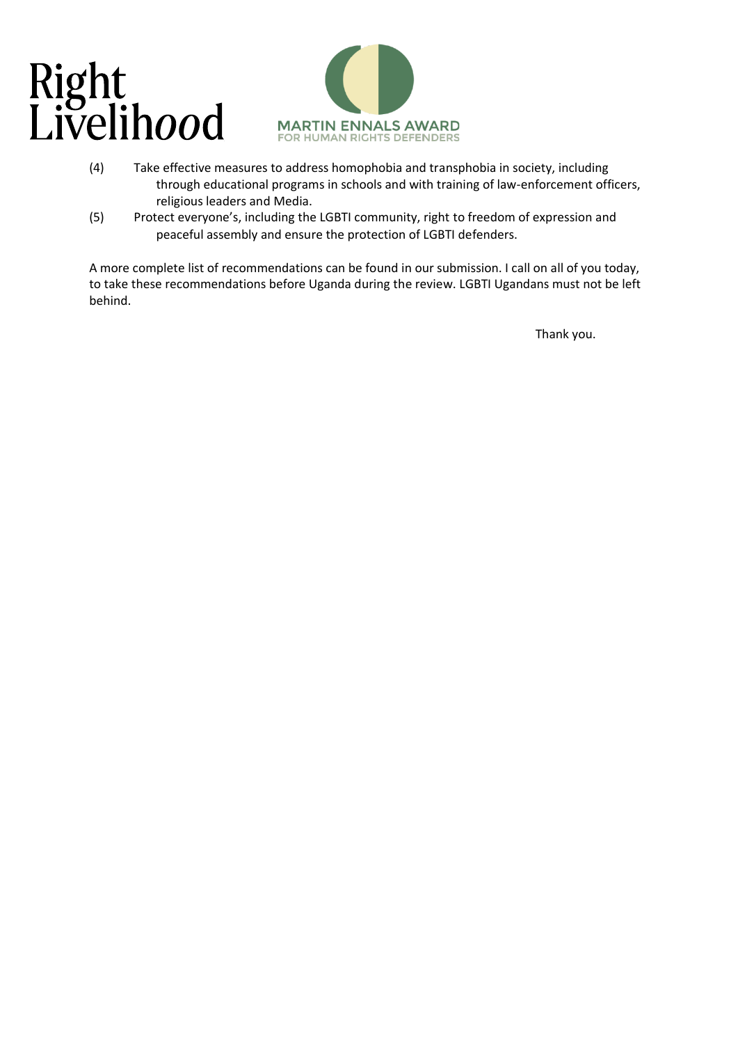(4) Take effective measures to address homophobia and transphobia in society, including through educational programs in schools and with training of law-enforcement officers, religious leaders and Media.

(5) Protect everyone's, including the LGBTI community, right to freedom of expression and peaceful assembly and ensure the protection of LGBTI defenders.

A more complete list of recommendations can be found in our submission. I call on all of you today, to take these recommendations before Uganda during the review. LGBTI Ugandans must not be left behind.

Thank you.